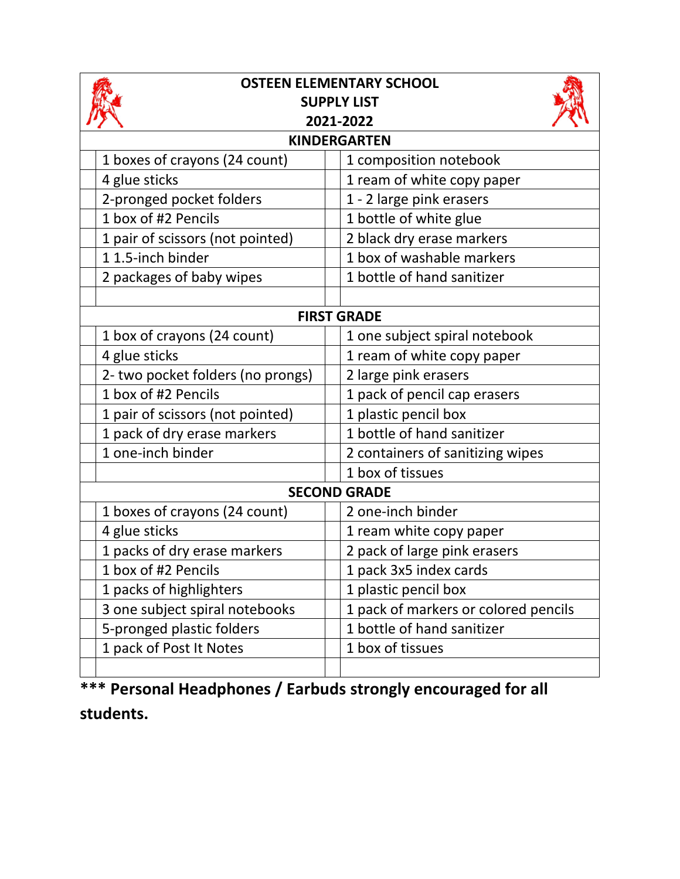# OSTEEN ELEMENTARY SCHOOL
## SUPPLY LIST
## 2021-2022

| | | | |
|---|---|---|---|
| | **KINDERGARTEN** | | |
| | 1 boxes of crayons (24 count) | | 1 composition notebook |
| | 4 glue sticks | | 1 ream of white copy paper |
| | 2-pronged pocket folders | | 1 - 2 large pink erasers |
| | 1 box of #2 Pencils | | 1 bottle of white glue |
| | 1 pair of scissors (not pointed) | | 2 black dry erase markers |
| | 1 1.5-inch binder | | 1 box of washable markers |
| | 2 packages of baby wipes | | 1 bottle of hand sanitizer |
| | | | |
| | **FIRST GRADE** | | |
| | 1 box of crayons (24 count) | | 1 one subject spiral notebook |
| | 4 glue sticks | | 1 ream of white copy paper |
| | 2- two pocket folders (no prongs) | | 2 large pink erasers |
| | 1 box of #2 Pencils | | 1 pack of pencil cap erasers |
| | 1 pair of scissors (not pointed) | | 1 plastic pencil box |
| | 1 pack of dry erase markers | | 1 bottle of hand sanitizer |
| | 1 one-inch binder | | 2 containers of sanitizing wipes |
| | | | 1 box of tissues |
| | **SECOND GRADE** | | |
| | 1 boxes of crayons (24 count) | | 2 one-inch binder |
| | 4 glue sticks | | 1 ream white copy paper |
| | 1 packs of dry erase markers | | 2 pack of large pink erasers |
| | 1 box of #2 Pencils | | 1 pack 3x5 index cards |
| | 1 packs of highlighters | | 1 plastic pencil box |
| | 3 one subject spiral notebooks | | 1 pack of markers or colored pencils |
| | 5-pronged plastic folders | | 1 bottle of hand sanitizer |
| | 1 pack of Post It Notes | | 1 box of tissues |
| | | | |

**\*\*\* Personal Headphones / Earbuds strongly encouraged for all students.**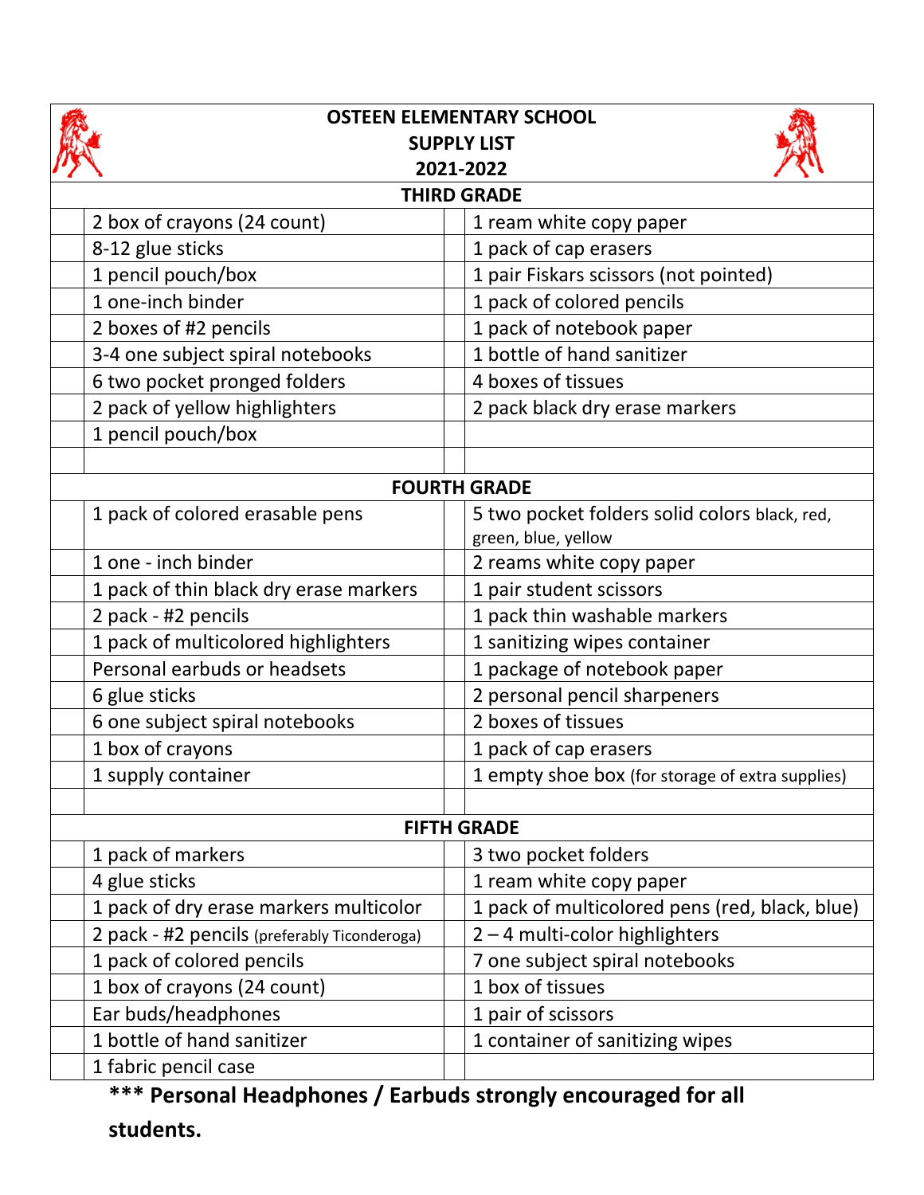# OSTEEN ELEMENTARY SCHOOL
## SUPPLY LIST
## 2021-2022

### THIRD GRADE

| | |
|---|---|
| 2 box of crayons (24 count) | 1 ream white copy paper |
| 8-12 glue sticks | 1 pack of cap erasers |
| 1 pencil pouch/box | 1 pair Fiskars scissors (not pointed) |
| 1 one-inch binder | 1 pack of colored pencils |
| 2 boxes of #2 pencils | 1 pack of notebook paper |
| 3-4 one subject spiral notebooks | 1 bottle of hand sanitizer |
| 6 two pocket pronged folders | 4 boxes of tissues |
| 2 pack of yellow highlighters | 2 pack black dry erase markers |
| 1 pencil pouch/box | |

### FOURTH GRADE

| | |
|---|---|
| 1 pack of colored erasable pens | 5 two pocket folders solid colors black, red, green, blue, yellow |
| 1 one - inch binder | 2 reams white copy paper |
| 1 pack of thin black dry erase markers | 1 pair student scissors |
| 2 pack - #2 pencils | 1 pack thin washable markers |
| 1 pack of multicolored highlighters | 1 sanitizing wipes container |
| Personal earbuds or headsets | 1 package of notebook paper |
| 6 glue sticks | 2 personal pencil sharpeners |
| 6 one subject spiral notebooks | 2 boxes of tissues |
| 1 box of crayons | 1 pack of cap erasers |
| 1 supply container | 1 empty shoe box (for storage of extra supplies) |

### FIFTH GRADE

| | |
|---|---|
| 1 pack of markers | 3 two pocket folders |
| 4 glue sticks | 1 ream white copy paper |
| 1 pack of dry erase markers multicolor | 1 pack of multicolored pens (red, black, blue) |
| 2 pack - #2 pencils (preferably Ticonderoga) | 2 – 4 multi-color highlighters |
| 1 pack of colored pencils | 7 one subject spiral notebooks |
| 1 box of crayons (24 count) | 1 box of tissues |
| Ear buds/headphones | 1 pair of scissors |
| 1 bottle of hand sanitizer | 1 container of sanitizing wipes |
| 1 fabric pencil case | |

**\*\*\* Personal Headphones / Earbuds strongly encouraged for all students.**